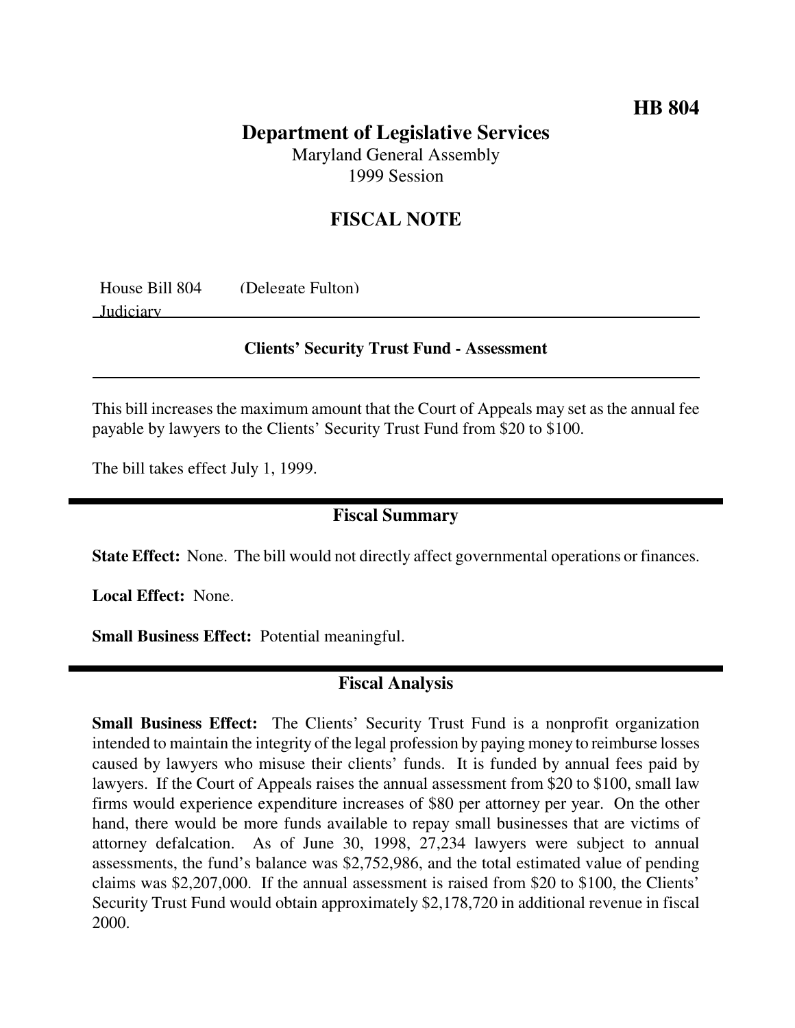**HB 804**

# Department of Legislative Services

Maryland General Assembly
1999 Session

## FISCAL NOTE

House Bill 804 (Delegate Fulton)
Judiciary

**Clients' Security Trust Fund - Assessment**

This bill increases the maximum amount that the Court of Appeals may set as the annual fee payable by lawyers to the Clients' Security Trust Fund from $20 to $100.

The bill takes effect July 1, 1999.

## Fiscal Summary

**State Effect:** None. The bill would not directly affect governmental operations or finances.

**Local Effect:** None.

**Small Business Effect:** Potential meaningful.

## Fiscal Analysis

**Small Business Effect:** The Clients' Security Trust Fund is a nonprofit organization intended to maintain the integrity of the legal profession by paying money to reimburse losses caused by lawyers who misuse their clients' funds. It is funded by annual fees paid by lawyers. If the Court of Appeals raises the annual assessment from $20 to $100, small law firms would experience expenditure increases of $80 per attorney per year. On the other hand, there would be more funds available to repay small businesses that are victims of attorney defalcation. As of June 30, 1998, 27,234 lawyers were subject to annual assessments, the fund's balance was $2,752,986, and the total estimated value of pending claims was $2,207,000. If the annual assessment is raised from $20 to $100, the Clients' Security Trust Fund would obtain approximately $2,178,720 in additional revenue in fiscal 2000.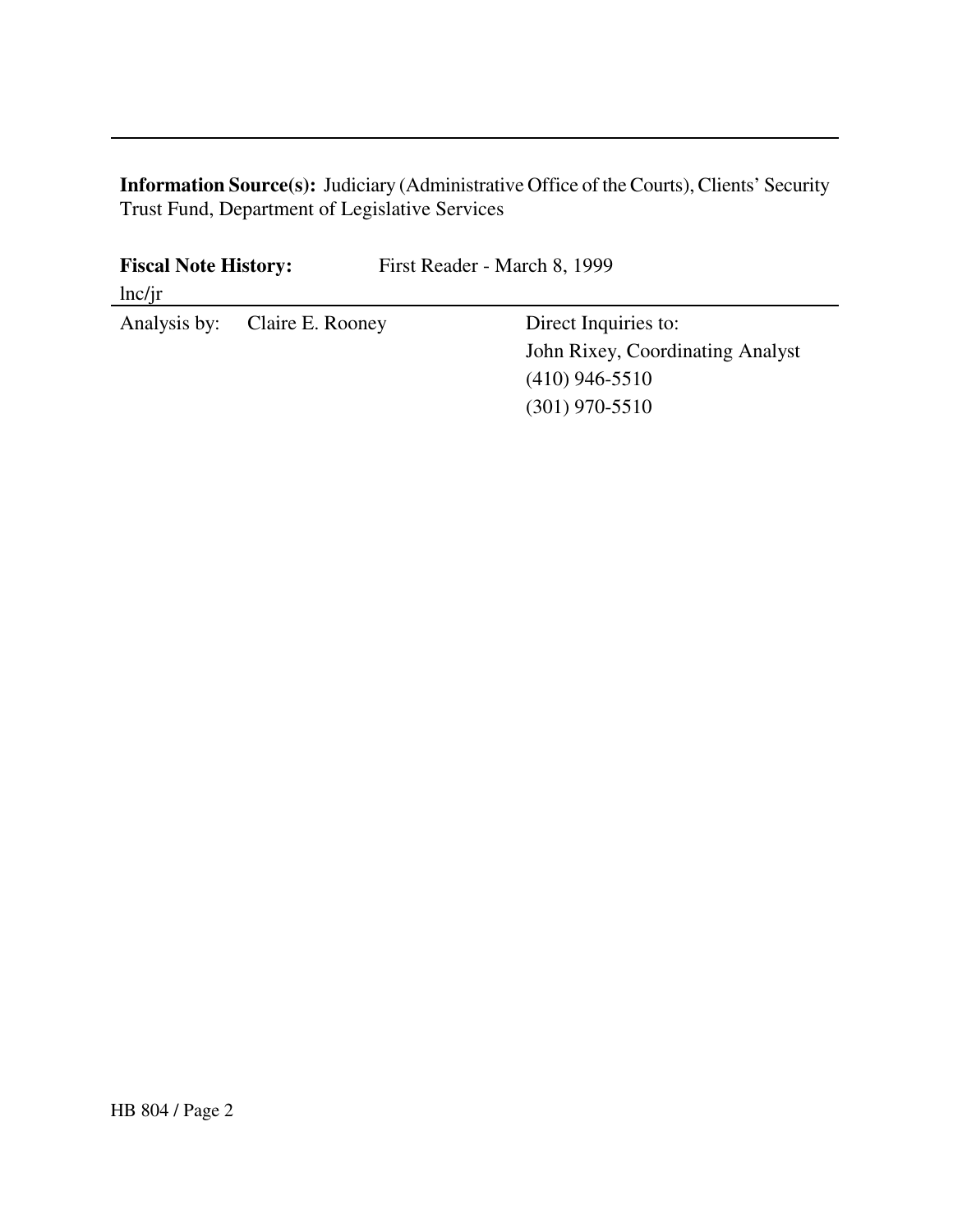**Information Source(s):** Judiciary (Administrative Office of the Courts), Clients' Security Trust Fund, Department of Legislative Services

**Fiscal Note History:** First Reader - March 8, 1999

lnc/jr

Analysis by: Claire E. Rooney

Direct Inquiries to:
John Rixey, Coordinating Analyst
(410) 946-5510
(301) 970-5510